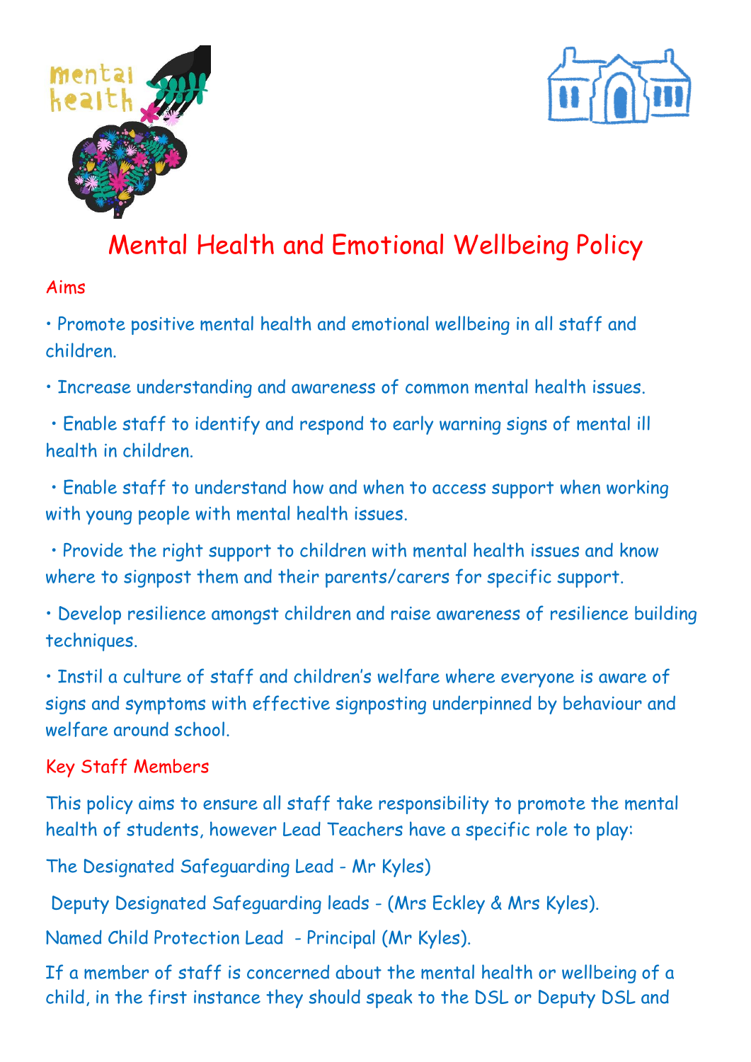# Mental Health and Emotional Wellbeing Policy

## Aims

- Promote positive mental health and emotional wellbeing in all staff and children.
- Increase understanding and awareness of common mental health issues.
- Enable staff to identify and respond to early warning signs of mental ill health in children.
- Enable staff to understand how and when to access support when working with young people with mental health issues.
- Provide the right support to children with mental health issues and know where to signpost them and their parents/carers for specific support.
- Develop resilience amongst children and raise awareness of resilience building techniques.
- Instil a culture of staff and children's welfare where everyone is aware of signs and symptoms with effective signposting underpinned by behaviour and welfare around school.

## Key Staff Members

This policy aims to ensure all staff take responsibility to promote the mental health of students, however Lead Teachers have a specific role to play:

The Designated Safeguarding Lead - Mr Kyles)

Deputy Designated Safeguarding leads - (Mrs Eckley & Mrs Kyles).

Named Child Protection Lead - Principal (Mr Kyles).

If a member of staff is concerned about the mental health or wellbeing of a child, in the first instance they should speak to the DSL or Deputy DSL and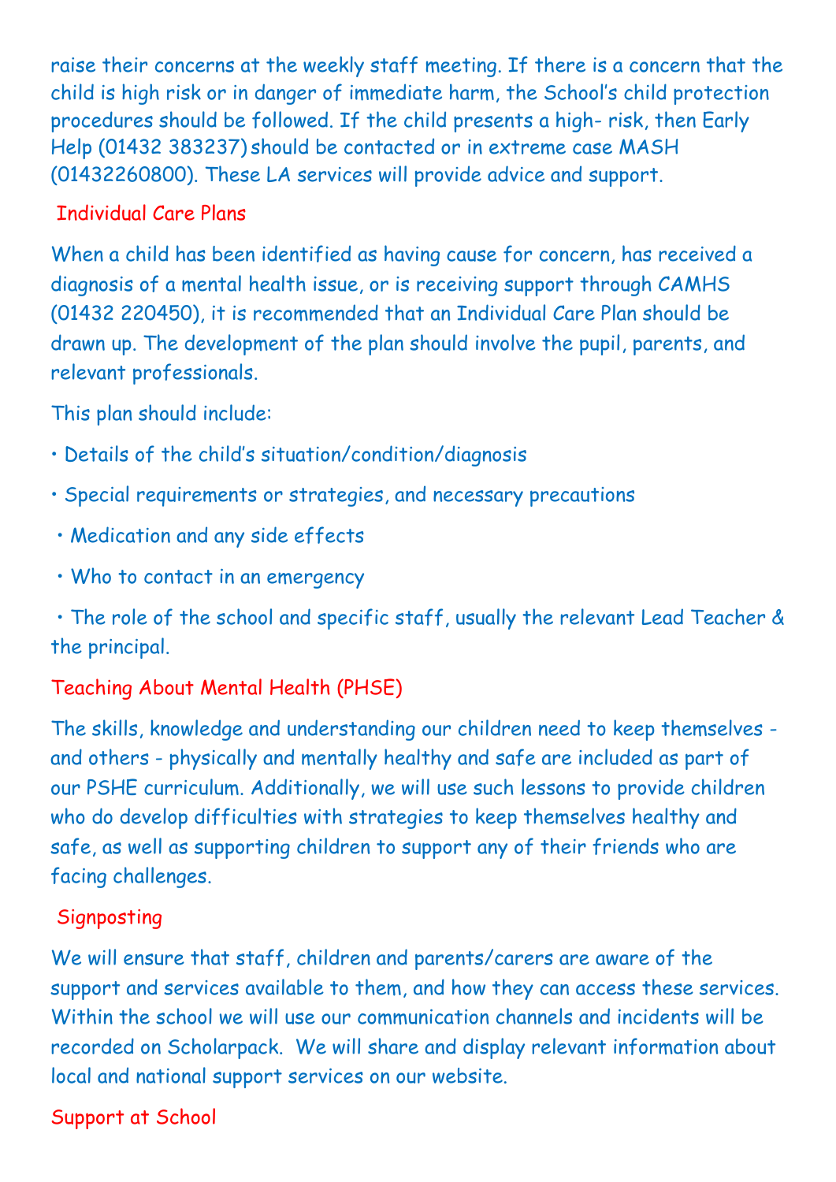raise their concerns at the weekly staff meeting. If there is a concern that the child is high risk or in danger of immediate harm, the School's child protection procedures should be followed. If the child presents a high- risk, then Early Help (01432 383237) should be contacted or in extreme case MASH (01432260800). These LA services will provide advice and support.

## Individual Care Plans

When a child has been identified as having cause for concern, has received a diagnosis of a mental health issue, or is receiving support through CAMHS (01432 220450), it is recommended that an Individual Care Plan should be drawn up. The development of the plan should involve the pupil, parents, and relevant professionals.

This plan should include:

- Details of the child's situation/condition/diagnosis
- Special requirements or strategies, and necessary precautions
- Medication and any side effects
- Who to contact in an emergency
- The role of the school and specific staff, usually the relevant Lead Teacher & the principal.

## Teaching About Mental Health (PHSE)

The skills, knowledge and understanding our children need to keep themselves - and others - physically and mentally healthy and safe are included as part of our PSHE curriculum. Additionally, we will use such lessons to provide children who do develop difficulties with strategies to keep themselves healthy and safe, as well as supporting children to support any of their friends who are facing challenges.

## Signposting

We will ensure that staff, children and parents/carers are aware of the support and services available to them, and how they can access these services. Within the school we will use our communication channels and incidents will be recorded on Scholarpack. We will share and display relevant information about local and national support services on our website.

## Support at School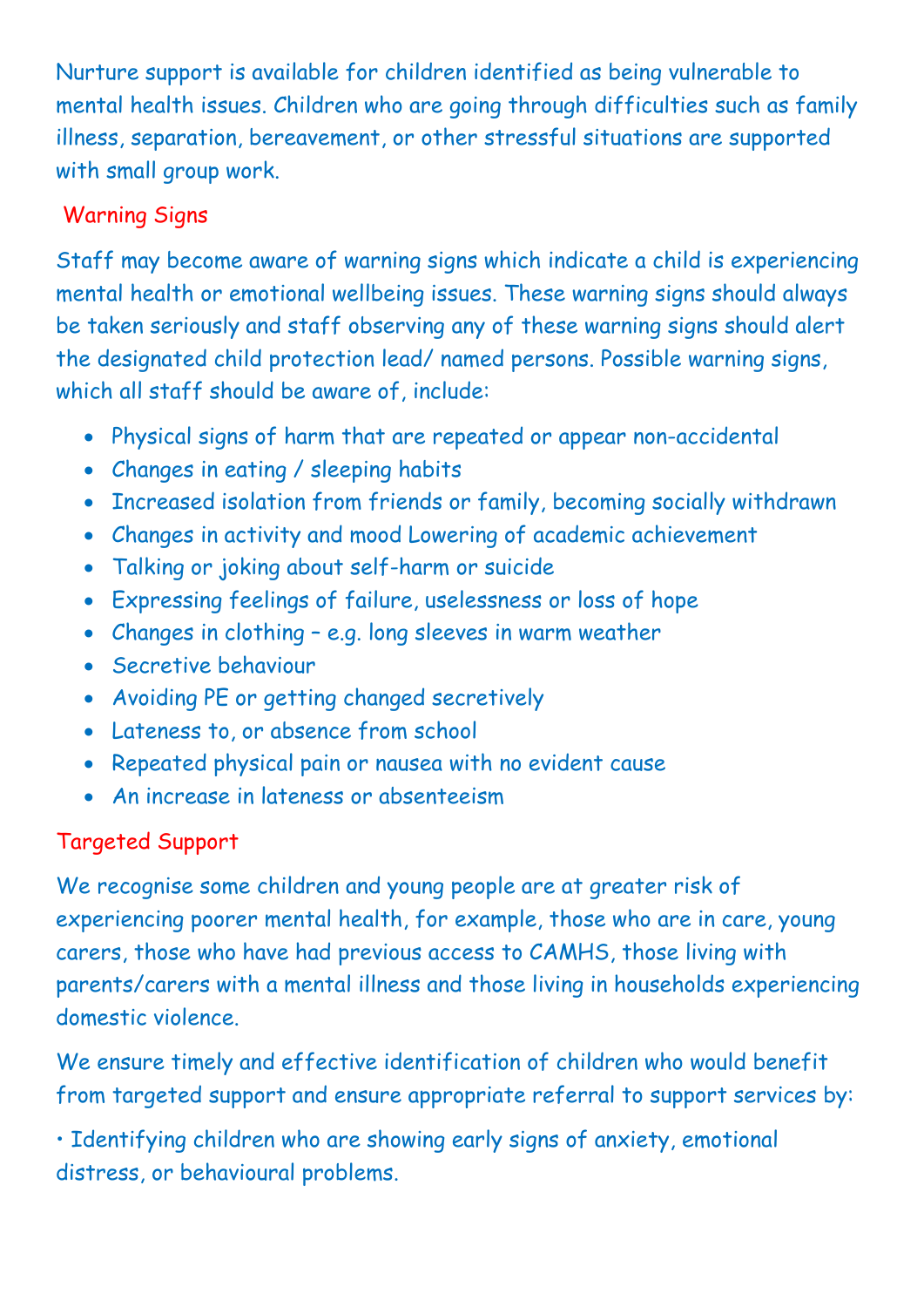Nurture support is available for children identified as being vulnerable to mental health issues. Children who are going through difficulties such as family illness, separation, bereavement, or other stressful situations are supported with small group work.

## Warning Signs

Staff may become aware of warning signs which indicate a child is experiencing mental health or emotional wellbeing issues. These warning signs should always be taken seriously and staff observing any of these warning signs should alert the designated child protection lead/ named persons. Possible warning signs, which all staff should be aware of, include:

- Physical signs of harm that are repeated or appear non-accidental
- Changes in eating / sleeping habits
- Increased isolation from friends or family, becoming socially withdrawn
- Changes in activity and mood Lowering of academic achievement
- Talking or joking about self-harm or suicide
- Expressing feelings of failure, uselessness or loss of hope
- Changes in clothing – e.g. long sleeves in warm weather
- Secretive behaviour
- Avoiding PE or getting changed secretively
- Lateness to, or absence from school
- Repeated physical pain or nausea with no evident cause
- An increase in lateness or absenteeism

## Targeted Support

We recognise some children and young people are at greater risk of experiencing poorer mental health, for example, those who are in care, young carers, those who have had previous access to CAMHS, those living with parents/carers with a mental illness and those living in households experiencing domestic violence.

We ensure timely and effective identification of children who would benefit from targeted support and ensure appropriate referral to support services by:

• Identifying children who are showing early signs of anxiety, emotional distress, or behavioural problems.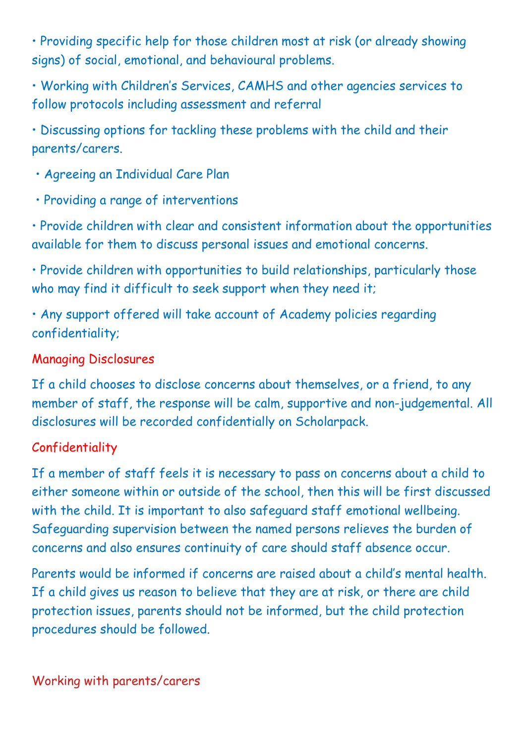- Providing specific help for those children most at risk (or already showing signs) of social, emotional, and behavioural problems.
- Working with Children's Services, CAMHS and other agencies services to follow protocols including assessment and referral
- Discussing options for tackling these problems with the child and their parents/carers.
  - Agreeing an Individual Care Plan
  - Providing a range of interventions
- Provide children with clear and consistent information about the opportunities available for them to discuss personal issues and emotional concerns.
- Provide children with opportunities to build relationships, particularly those who may find it difficult to seek support when they need it;
- Any support offered will take account of Academy policies regarding confidentiality;

## Managing Disclosures

If a child chooses to disclose concerns about themselves, or a friend, to any member of staff, the response will be calm, supportive and non-judgemental. All disclosures will be recorded confidentially on Scholarpack.

## Confidentiality

If a member of staff feels it is necessary to pass on concerns about a child to either someone within or outside of the school, then this will be first discussed with the child. It is important to also safeguard staff emotional wellbeing. Safeguarding supervision between the named persons relieves the burden of concerns and also ensures continuity of care should staff absence occur.

Parents would be informed if concerns are raised about a child's mental health. If a child gives us reason to believe that they are at risk, or there are child protection issues, parents should not be informed, but the child protection procedures should be followed.

## Working with parents/carers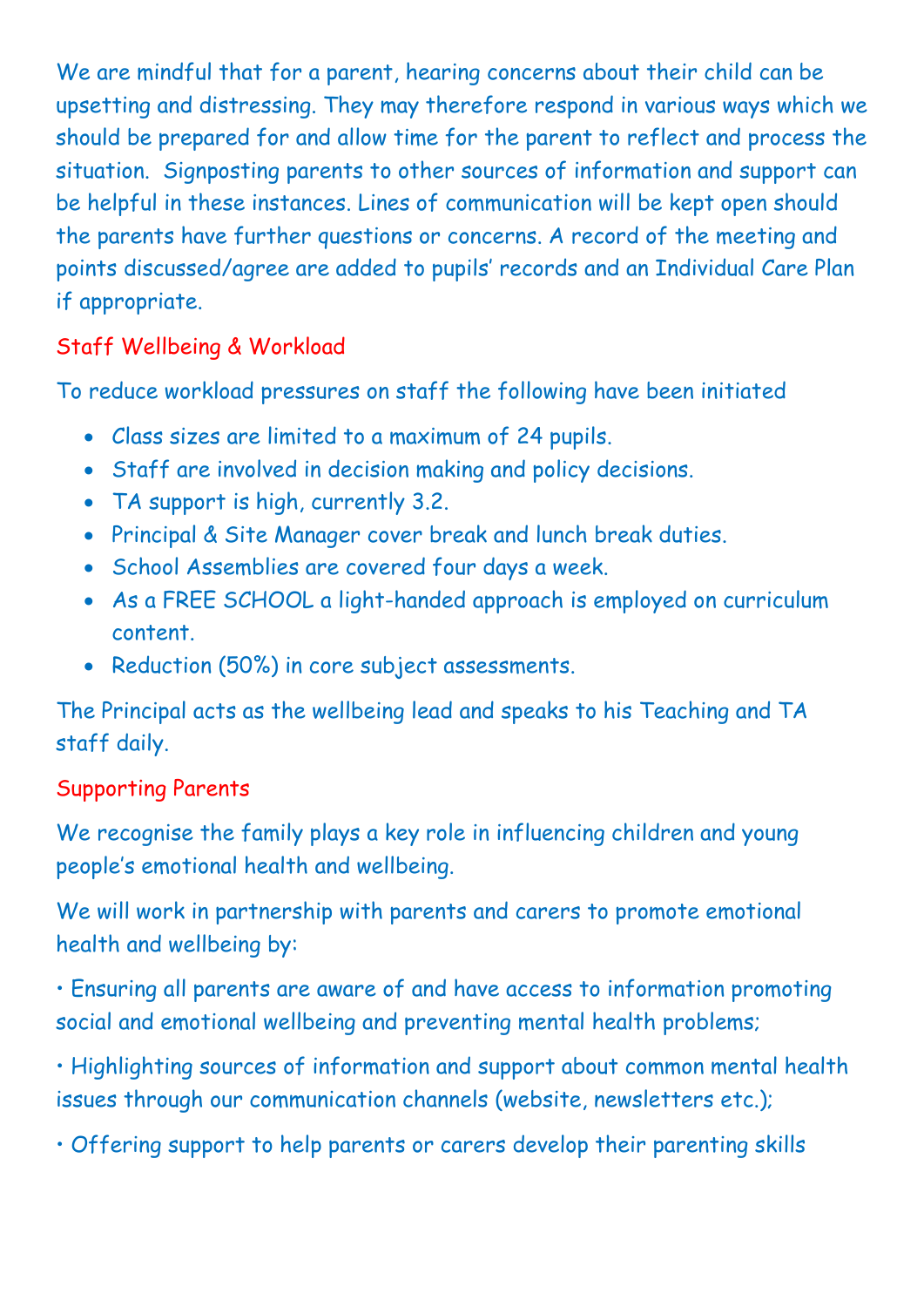We are mindful that for a parent, hearing concerns about their child can be upsetting and distressing. They may therefore respond in various ways which we should be prepared for and allow time for the parent to reflect and process the situation. Signposting parents to other sources of information and support can be helpful in these instances. Lines of communication will be kept open should the parents have further questions or concerns. A record of the meeting and points discussed/agree are added to pupils' records and an Individual Care Plan if appropriate.

## Staff Wellbeing & Workload

To reduce workload pressures on staff the following have been initiated

- Class sizes are limited to a maximum of 24 pupils.
- Staff are involved in decision making and policy decisions.
- TA support is high, currently 3.2.
- Principal & Site Manager cover break and lunch break duties.
- School Assemblies are covered four days a week.
- As a FREE SCHOOL a light-handed approach is employed on curriculum content.
- Reduction (50%) in core subject assessments.

The Principal acts as the wellbeing lead and speaks to his Teaching and TA staff daily.

## Supporting Parents

We recognise the family plays a key role in influencing children and young people's emotional health and wellbeing.

We will work in partnership with parents and carers to promote emotional health and wellbeing by:

• Ensuring all parents are aware of and have access to information promoting social and emotional wellbeing and preventing mental health problems;

• Highlighting sources of information and support about common mental health issues through our communication channels (website, newsletters etc.);

• Offering support to help parents or carers develop their parenting skills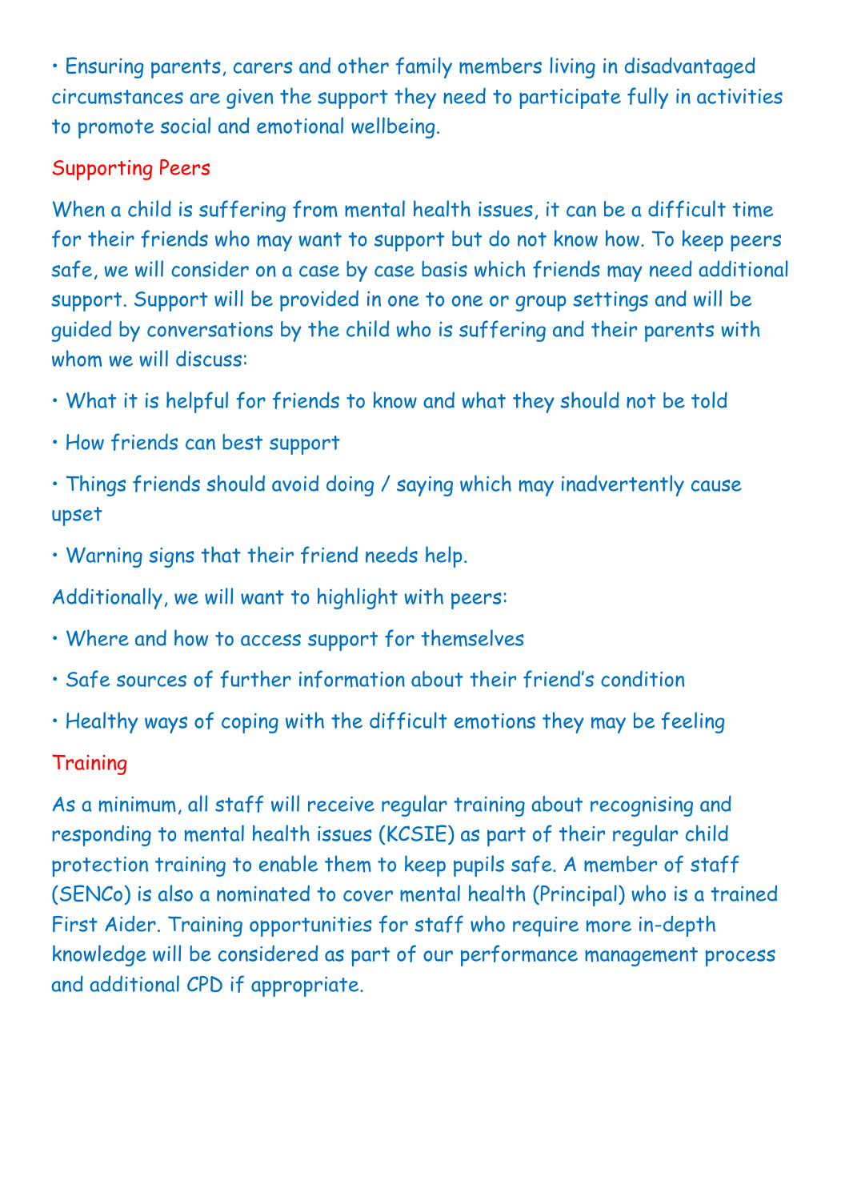- Ensuring parents, carers and other family members living in disadvantaged circumstances are given the support they need to participate fully in activities to promote social and emotional wellbeing.

## Supporting Peers

When a child is suffering from mental health issues, it can be a difficult time for their friends who may want to support but do not know how. To keep peers safe, we will consider on a case by case basis which friends may need additional support. Support will be provided in one to one or group settings and will be guided by conversations by the child who is suffering and their parents with whom we will discuss:

- What it is helpful for friends to know and what they should not be told
- How friends can best support
- Things friends should avoid doing / saying which may inadvertently cause upset
- Warning signs that their friend needs help.

Additionally, we will want to highlight with peers:

- Where and how to access support for themselves
- Safe sources of further information about their friend's condition
- Healthy ways of coping with the difficult emotions they may be feeling

## Training

As a minimum, all staff will receive regular training about recognising and responding to mental health issues (KCSIE) as part of their regular child protection training to enable them to keep pupils safe. A member of staff (SENCo) is also a nominated to cover mental health (Principal) who is a trained First Aider. Training opportunities for staff who require more in-depth knowledge will be considered as part of our performance management process and additional CPD if appropriate.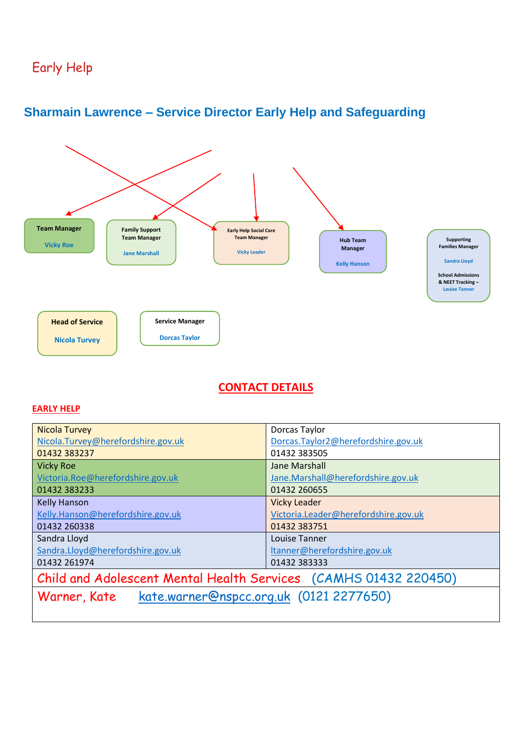# Early Help

## Sharmain Lawrence – Service Director Early Help and Safeguarding

**Team Manager**
Vicky Roe

**Family Support Team Manager**
Jane Marshall

**Early Help Social Care Team Manager**
Vicky Leader

**Hub Team Manager**
Kelly Hanson

**Supporting Families Manager**
Sandra Lloyd

**School Admissions & NEET Tracking –**
Louise Tanner

**Head of Service**
Nicola Turvey

**Service Manager**
Dorcas Taylor

## CONTACT DETAILS

### EARLY HELP

| | |
|---|---|
| Nicola Turvey<br>Nicola.Turvey@herefordshire.gov.uk<br>01432 383237 | Dorcas Taylor<br>Dorcas.Taylor2@herefordshire.gov.uk<br>01432 383505 |
| Vicky Roe<br>Victoria.Roe@herefordshire.gov.uk<br>01432 383233 | Jane Marshall<br>Jane.Marshall@herefordshire.gov.uk<br>01432 260655 |
| Kelly Hanson<br>Kelly.Hanson@herefordshire.gov.uk<br>01432 260338 | Vicky Leader<br>Victoria.Leader@herefordshire.gov.uk<br>01432 383751 |
| Sandra Lloyd<br>Sandra.Lloyd@herefordshire.gov.uk<br>01432 261974 | Louise Tanner<br>ltanner@herefordshire.gov.uk<br>01432 383333 |
| Child and Adolescent Mental Health Services (CAMHS 01432 220450) | |
| Warner, Kate kate.warner@nspcc.org.uk (0121 2277650) | |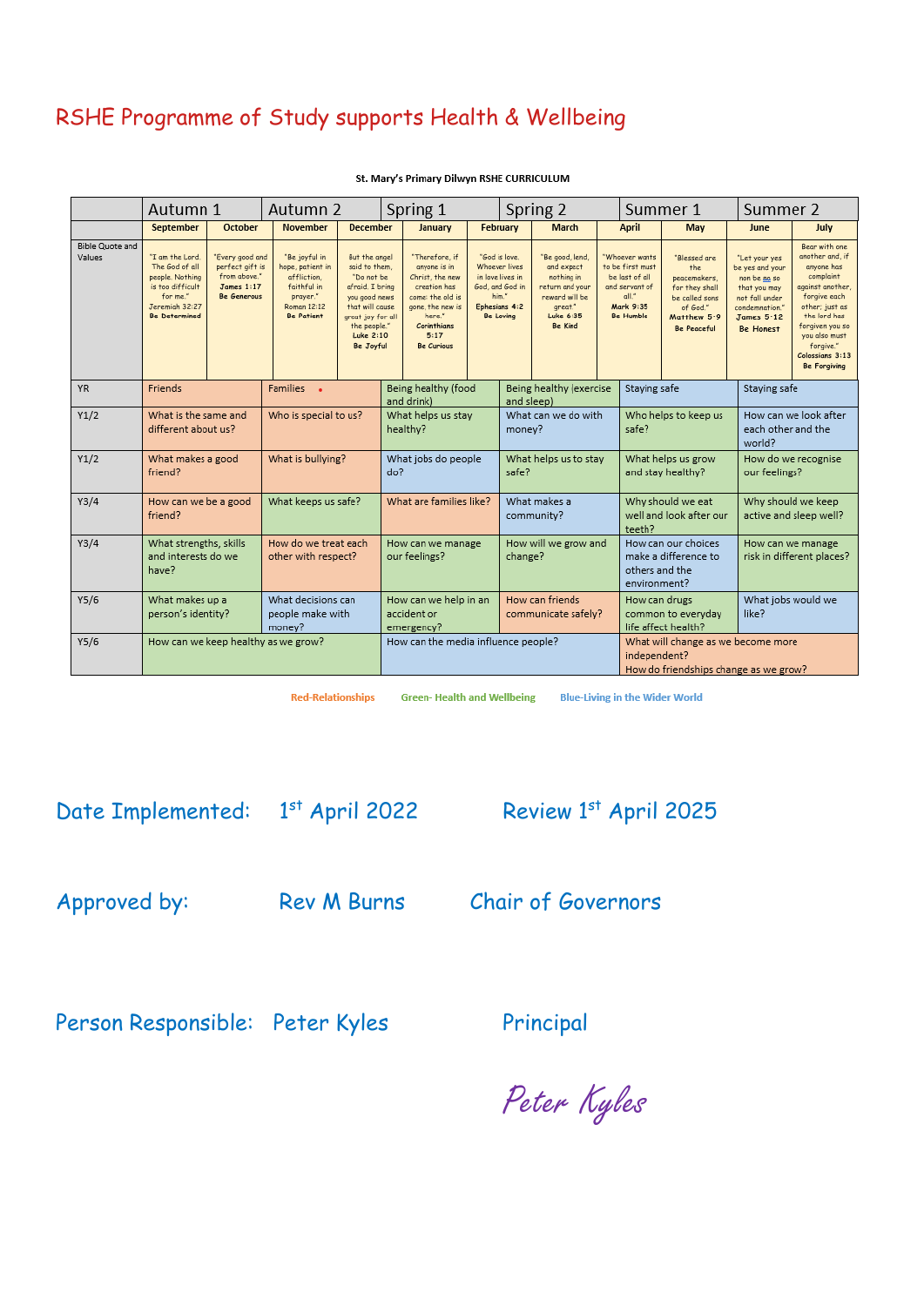# RSHE Programme of Study supports Health & Wellbeing

**St. Mary's Primary Dilwyn RSHE CURRICULUM**

| | Autumn 1 | | Autumn 2 | | Spring 1 | | Spring 2 | | Summer 1 | | Summer 2 | |
|---|---|---|---|---|---|---|---|---|---|---|---|---|
| | **September** | **October** | **November** | **December** | **January** | **February** | **March** | **April** | **May** | **June** | **July** | |
| Bible Quote and Values | "I am the Lord. The God of all people. Nothing is too difficult for me." Jeremiah 32:27 **Be Determined** | "Every good and perfect gift is from above." **James 1:17** **Be Generous** | "Be joyful in hope, patient in affliction, faithful in prayer." Roman 12:12 **Be Patient** | But the angel said to them, "Do not be afraid. I bring you good news that will cause great joy for all the people." Luke 2:10 **Be Joyful** | "Therefore, if anyone is in Christ, the new creation has come: the old is gone, the new is here." **Corinthians 5:17** **Be Curious** | "God is love. Whoever lives in love lives in God, and God in him." **Ephesians 4:2** **Be Loving** | "Be good, lend, and expect nothing in return and your reward will be great" **Luke 6:35** **Be Kind** | "Whoever wants to be first must be last of all and servant of all." **Mark 9:35** **Be Humble** | "Blessed are the peacemakers, for they shall be called sons of God." **Matthew 5-9** **Be Peaceful** | "Let your yes be yes and your non be no so that you may not fall under condemnation." **James 5-12** **Be Honest** | Bear with one another and, if anyone has complaint against another, forgive each other; just as the lord has forgiven you so you also must forgive." **Colossians 3:13** **Be Forgiving** | |
| YR | Friends | | Families | | Being healthy (food and drink) | | Being healthy (exercise and sleep) | | Staying safe | | Staying safe | |
| Y1/2 | What is the same and different about us? | | Who is special to us? | | What helps us stay healthy? | | What can we do with money? | | Who helps to keep us safe? | | How can we look after each other and the world? | |
| Y1/2 | What makes a good friend? | | What is bullying? | | What jobs do people do? | | What helps us to stay safe? | | What helps us grow and stay healthy? | | How do we recognise our feelings? | |
| Y3/4 | How can we be a good friend? | | What keeps us safe? | | What are families like? | | What makes a community? | | Why should we eat well and look after our teeth? | | Why should we keep active and sleep well? | |
| Y3/4 | What strengths, skills and interests do we have? | | How do we treat each other with respect? | | How can we manage our feelings? | | How will we grow and change? | | How can our choices make a difference to others and the environment? | | How can we manage risk in different places? | |
| Y5/6 | What makes up a person's identity? | | What decisions can people make with money? | | How can we help in an accident or emergency? | | How can friends communicate safely? | | How can drugs common to everyday life affect health? | | What jobs would we like? | |
| Y5/6 | How can we keep healthy as we grow? | | | | How can the media influence people? | | | | What will change as we become more independent? How do friendships change as we grow? | | | |

Red-Relationships &nbsp;&nbsp; Green- Health and Wellbeing &nbsp;&nbsp; Blue-Living in the Wider World

**Date Implemented:** 1st April 2022 &nbsp;&nbsp; **Review** 1st April 2025

**Approved by:** Rev M Burns &nbsp;&nbsp; Chair of Governors

**Person Responsible:** Peter Kyles &nbsp;&nbsp; Principal

*Peter Kyles*